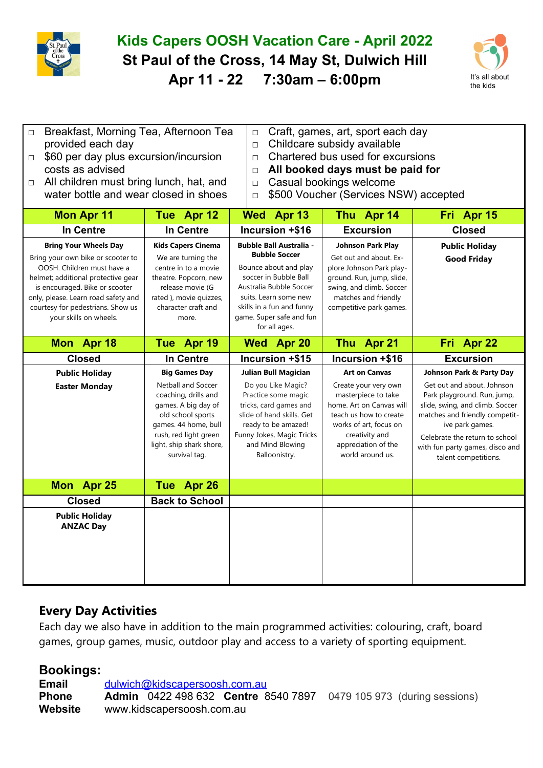# Kids Capers OOSH Vacation Care - April 2022

## St Paul of the Cross, 14 May St, Dulwich Hill

## Apr 11 - 22 7:30am – 6:00pm

It's all about the kids

- Breakfast, Morning Tea, Afternoon Tea provided each day
- $60 per day plus excursion/incursion costs as advised
- All children must bring lunch, hat, and water bottle and wear closed in shoes
- Craft, games, art, sport each day
- Childcare subsidy available
- Chartered bus used for excursions
- **All booked days must be paid for**
- Casual bookings welcome
- $500 Voucher (Services NSW) accepted

| Mon Apr 11 | Tue Apr 12 | Wed Apr 13 | Thu Apr 14 | Fri Apr 15 |
|---|---|---|---|---|
| **In Centre** | **In Centre** | **Incursion +$16** | **Excursion** | **Closed** |
| **Bring Your Wheels Day** Bring your own bike or scooter to OOSH. Children must have a helmet; additional protective gear is encouraged. Bike or scooter only, please. Learn road safety and courtesy for pedestrians. Show us your skills on wheels. | **Kids Capers Cinema** We are turning the centre in to a movie theatre. Popcorn, new release movie (G rated ), movie quizzes, character craft and more. | **Bubble Ball Australia - Bubble Soccer** Bounce about and play soccer in Bubble Ball Australia Bubble Soccer suits. Learn some new skills in a fun and funny game. Super safe and fun for all ages. | **Johnson Park Play** Get out and about. Explore Johnson Park playground. Run, jump, slide, swing, and climb. Soccer matches and friendly competitive park games. | **Public Holiday Good Friday** |
| **Mon Apr 18** | **Tue Apr 19** | **Wed Apr 20** | **Thu Apr 21** | **Fri Apr 22** |
| **Closed** | **In Centre** | **Incursion +$15** | **Incursion +$16** | **Excursion** |
| **Public Holiday Easter Monday** | **Big Games Day** Netball and Soccer coaching, drills and games. A big day of old school sports games. 44 home, bull rush, red light green light, ship shark shore, survival tag. | **Julian Bull Magician** Do you Like Magic? Practice some magic tricks, card games and slide of hand skills. Get ready to be amazed! Funny Jokes, Magic Tricks and Mind Blowing Balloonistry. | **Art on Canvas** Create your very own masterpiece to take home. Art on Canvas will teach us how to create works of art, focus on creativity and appreciation of the world around us. | **Johnson Park & Party Day** Get out and about. Johnson Park playground. Run, jump, slide, swing, and climb. Soccer matches and friendly competitive park games. Celebrate the return to school with fun party games, disco and talent competitions. |
| **Mon Apr 25** | **Tue Apr 26** | | | |
| **Closed** | **Back to School** | | | |
| **Public Holiday ANZAC Day** | | | | |

## Every Day Activities

Each day we also have in addition to the main programmed activities: colouring, craft, board games, group games, music, outdoor play and access to a variety of sporting equipment.

## Bookings:

**Email** dulwich@kidscapersoosh.com.au
**Phone** **Admin** 0422 498 632 **Centre** 8540 7897 0479 105 973 (during sessions)
**Website** www.kidscapersoosh.com.au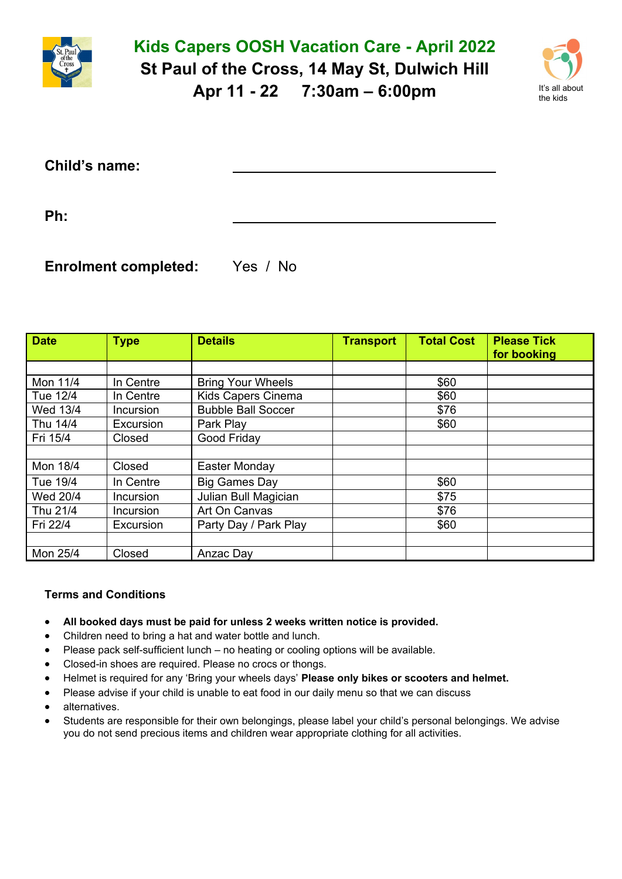# Kids Capers OOSH Vacation Care - April 2022

## St Paul of the Cross, 14 May St, Dulwich Hill

## Apr 11 - 22     7:30am – 6:00pm

It's all about the kids

**Child's name:** ______________________________

**Ph:** ______________________________

**Enrolment completed:**     Yes / No

| Date | Type | Details | Transport | Total Cost | Please Tick for booking |
|---|---|---|---|---|---|
| | | | | | |
| Mon 11/4 | In Centre | Bring Your Wheels | | $60 | |
| Tue 12/4 | In Centre | Kids Capers Cinema | | $60 | |
| Wed 13/4 | Incursion | Bubble Ball Soccer | | $76 | |
| Thu 14/4 | Excursion | Park Play | | $60 | |
| Fri 15/4 | Closed | Good Friday | | | |
| | | | | | |
| Mon 18/4 | Closed | Easter Monday | | | |
| Tue 19/4 | In Centre | Big Games Day | | $60 | |
| Wed 20/4 | Incursion | Julian Bull Magician | | $75 | |
| Thu 21/4 | Incursion | Art On Canvas | | $76 | |
| Fri 22/4 | Excursion | Party Day / Park Play | | $60 | |
| | | | | | |
| Mon 25/4 | Closed | Anzac Day | | | |

**Terms and Conditions**

- **All booked days must be paid for unless 2 weeks written notice is provided.**
- Children need to bring a hat and water bottle and lunch.
- Please pack self-sufficient lunch – no heating or cooling options will be available.
- Closed-in shoes are required. Please no crocs or thongs.
- Helmet is required for any 'Bring your wheels days' **Please only bikes or scooters and helmet.**
- Please advise if your child is unable to eat food in our daily menu so that we can discuss
- alternatives.
- Students are responsible for their own belongings, please label your child's personal belongings. We advise you do not send precious items and children wear appropriate clothing for all activities.